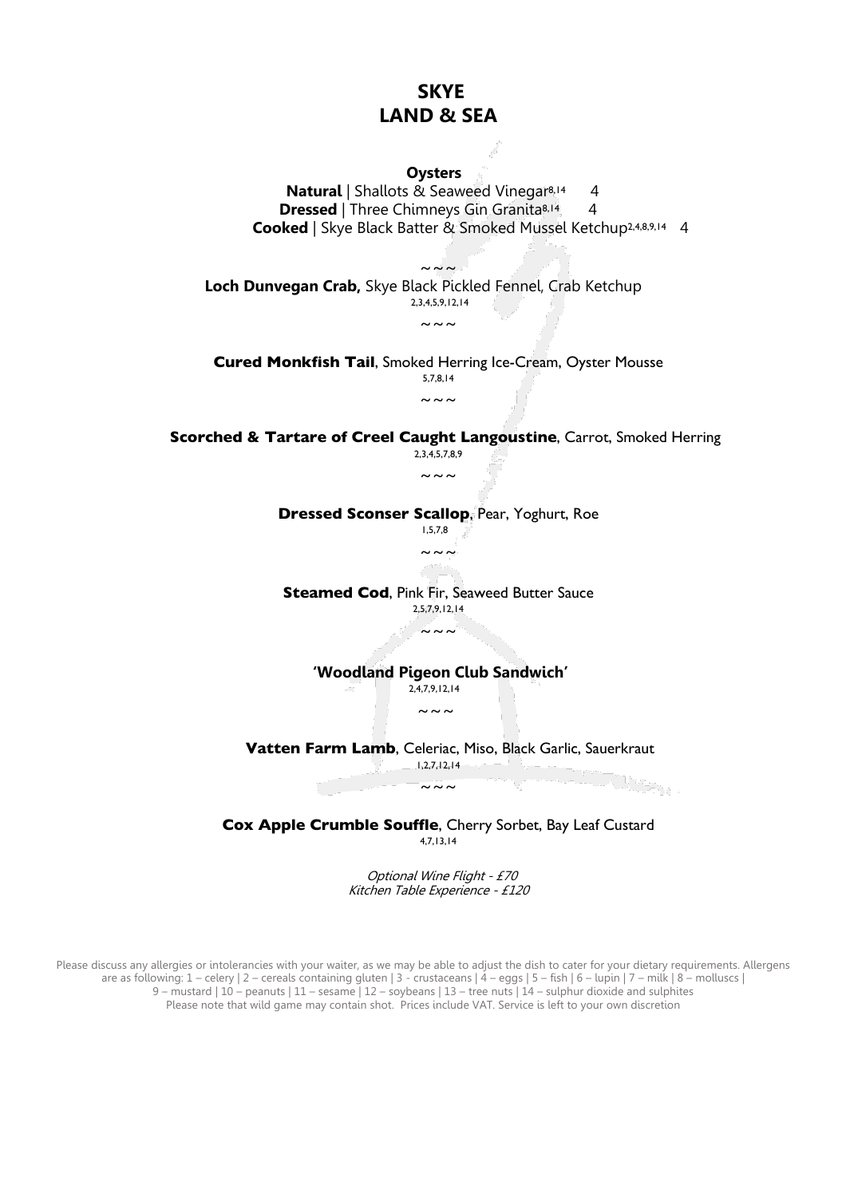# SKYE
# LAND & SEA

**Oysters**

**Natural** | Shallots & Seaweed Vinegar[8,14] 4

**Dressed** | Three Chimneys Gin Granita[8,14] 4

**Cooked** | Skye Black Batter & Smoked Mussel Ketchup[2,4,8,9,14] 4

~ ~ ~

**Loch Dunvegan Crab,** Skye Black Pickled Fennel, Crab Ketchup

2,3,4,5,9,12,14

~ ~ ~

**Cured Monkfish Tail**, Smoked Herring Ice-Cream, Oyster Mousse

5,7,8,14

~ ~ ~

**Scorched & Tartare of Creel Caught Langoustine**, Carrot, Smoked Herring

2,3,4,5,7,8,9

~ ~ ~

**Dressed Sconser Scallop**, Pear, Yoghurt, Roe

1,5,7,8

~ ~ ~

**Steamed Cod**, Pink Fir, Seaweed Butter Sauce

2,5,7,9,12,14

~ ~ ~

**'Woodland Pigeon Club Sandwich'**

2,4,7,9,12,14

~ ~ ~

**Vatten Farm Lamb**, Celeriac, Miso, Black Garlic, Sauerkraut

1,2,7,12,14

~ ~ ~

**Cox Apple Crumble Souffle**, Cherry Sorbet, Bay Leaf Custard

4,7,13,14

*Optional Wine Flight - £70*

*Kitchen Table Experience - £120*

Please discuss any allergies or intolerancies with your waiter, as we may be able to adjust the dish to cater for your dietary requirements. Allergens are as following: 1 – celery | 2 – cereals containing gluten | 3 - crustaceans | 4 – eggs | 5 – fish | 6 – lupin | 7 – milk | 8 – molluscs | 9 – mustard | 10 – peanuts | 11 – sesame | 12 – soybeans | 13 – tree nuts | 14 – sulphur dioxide and sulphites

Please note that wild game may contain shot. Prices include VAT. Service is left to your own discretion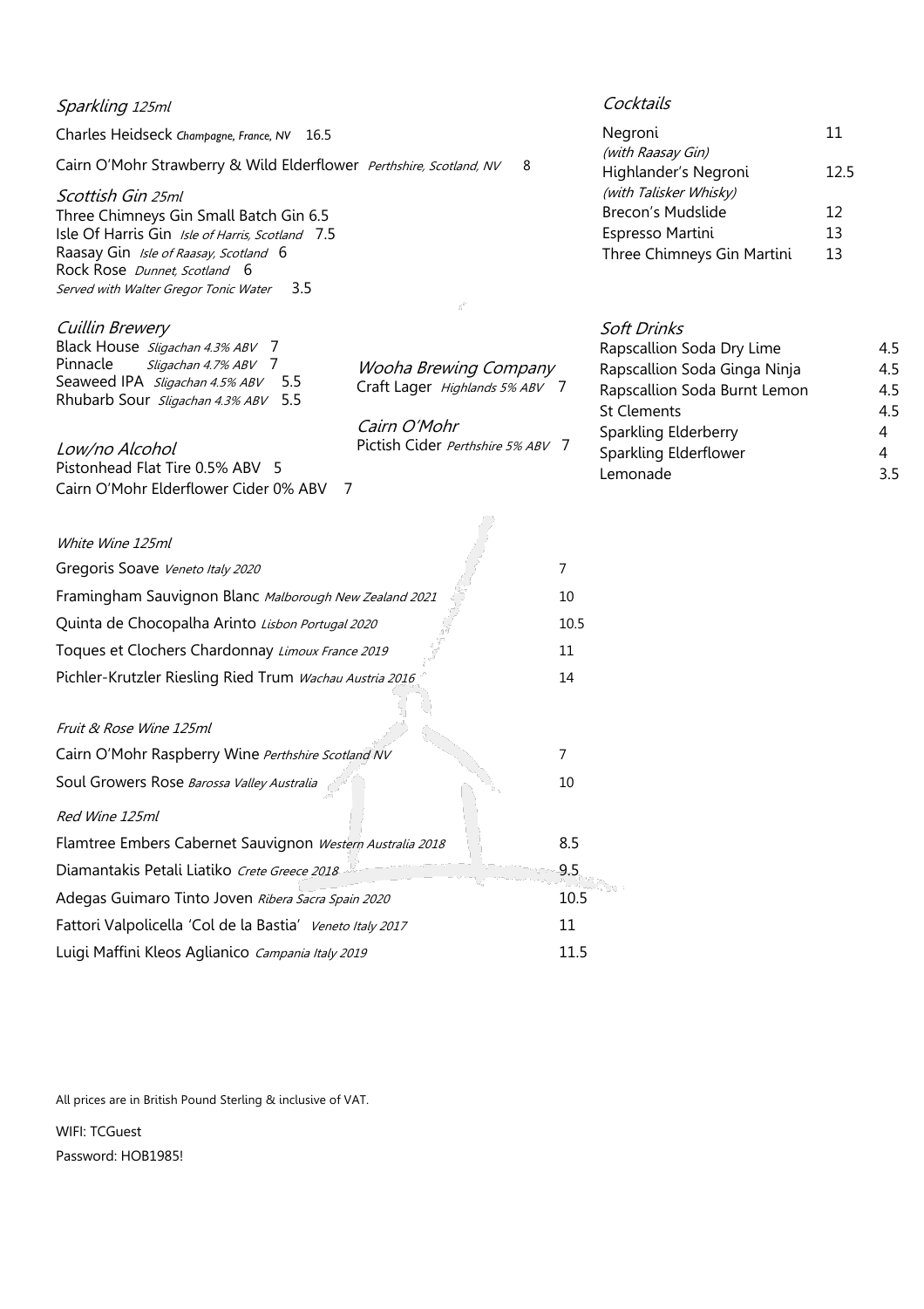## *Sparkling 125ml*

Charles Heidsieck *Champagne, France, NV* 16.5

Cairn O'Mohr Strawberry & Wild Elderflower *Perthshire, Scotland, NV* 8

## *Scottish Gin 25ml*

Three Chimneys Gin Small Batch Gin 6.5

Isle Of Harris Gin *Isle of Harris, Scotland* 7.5

Raasay Gin *Isle of Raasay, Scotland* 6

Rock Rose *Dunnet, Scotland* 6

*Served with Walter Gregor Tonic Water* 3.5

## *Cuillin Brewery*

Black House *Sligachan 4.3% ABV* 7

Pinnacle *Sligachan 4.7% ABV* 7

Seaweed IPA *Sligachan 4.5% ABV* 5.5

Rhubarb Sour *Sligachan 4.3% ABV* 5.5

## *Wooha Brewing Company*

Craft Lager *Highlands 5% ABV* 7

## *Cairn O'Mohr*

Pictish Cider *Perthshire 5% ABV* 7

## *Low/no Alcohol*

Pistonhead Flat Tire 0.5% ABV 5

Cairn O'Mohr Elderflower Cider 0% ABV 7

## *Cocktails*

| | |
|---|---|
| Negroni *(with Raasay Gin)* | 11 |
| Highlander's Negroni *(with Talisker Whisky)* | 12.5 |
| Brecon's Mudslide | 12 |
| Espresso Martini | 13 |
| Three Chimneys Gin Martini | 13 |

## *Soft Drinks*

| | |
|---|---|
| Rapscallion Soda Dry Lime | 4.5 |
| Rapscallion Soda Ginga Ninja | 4.5 |
| Rapscallion Soda Burnt Lemon | 4.5 |
| St Clements | 4.5 |
| Sparkling Elderberry | 4 |
| Sparkling Elderflower | 4 |
| Lemonade | 3.5 |

## *White Wine 125ml*

| | |
|---|---|
| Gregoris Soave *Veneto Italy 2020* | 7 |
| Framingham Sauvignon Blanc *Malborough New Zealand 2021* | 10 |
| Quinta de Chocopalha Arinto *Lisbon Portugal 2020* | 10.5 |
| Toques et Clochers Chardonnay *Limoux France 2019* | 11 |
| Pichler-Krutzler Riesling Ried Trum *Wachau Austria 2016* | 14 |

## *Fruit & Rose Wine 125ml*

| | |
|---|---|
| Cairn O'Mohr Raspberry Wine *Perthshire Scotland NV* | 7 |
| Soul Growers Rose *Barossa Valley Australia* | 10 |

## *Red Wine 125ml*

| | |
|---|---|
| Flamtree Embers Cabernet Sauvignon *Western Australia 2018* | 8.5 |
| Diamantakis Petali Liatiko *Crete Greece 2018* | 9.5 |
| Adegas Guimaro Tinto Joven *Ribera Sacra Spain 2020* | 10.5 |
| Fattori Valpolicella 'Col de la Bastia' *Veneto Italy 2017* | 11 |
| Luigi Maffini Kleos Aglianico *Campania Italy 2019* | 11.5 |

All prices are in British Pound Sterling & inclusive of VAT.

WIFI: TCGuest

Password: HOB1985!